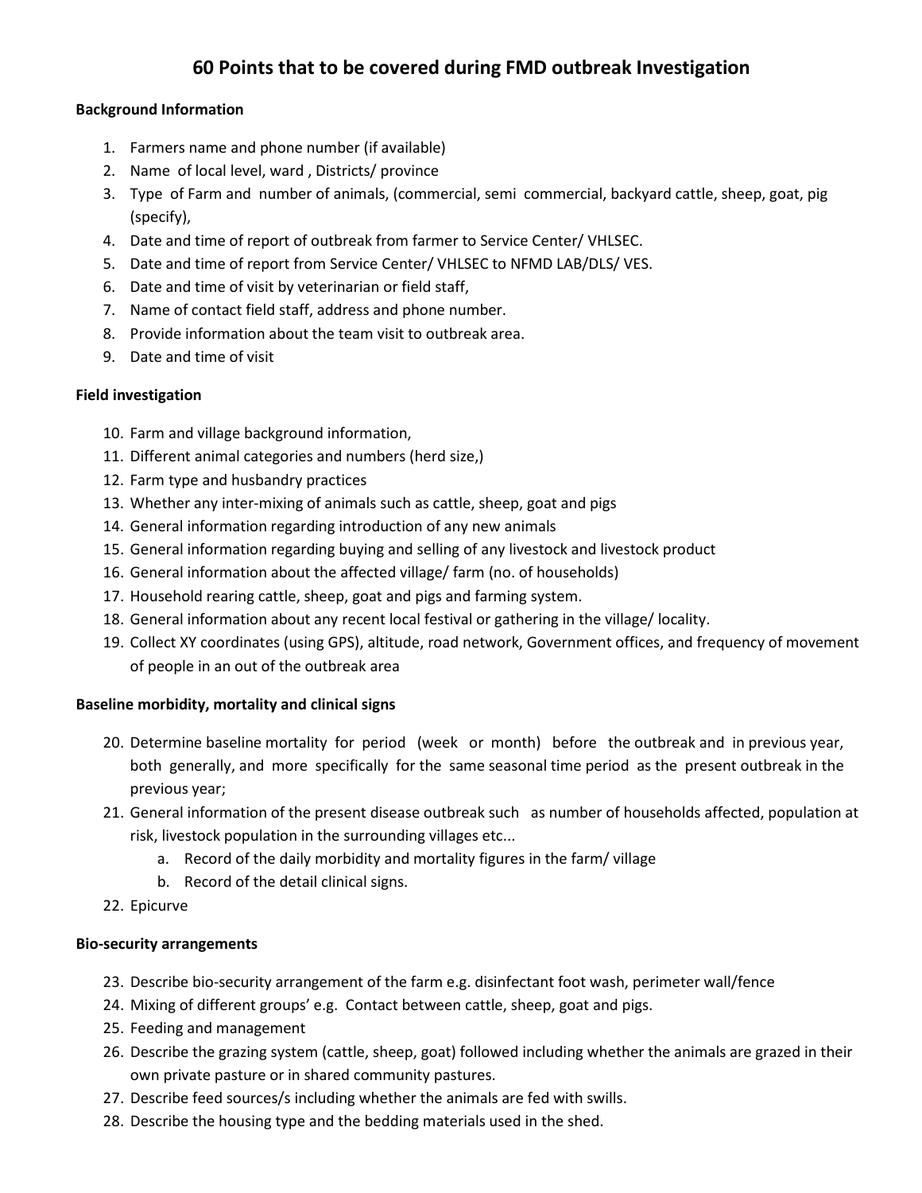# 60 Points that to be covered during FMD outbreak Investigation

**Background Information**

1. Farmers name and phone number (if available)
2. Name of local level, ward , Districts/ province
3. Type of Farm and number of animals, (commercial, semi commercial, backyard cattle, sheep, goat, pig (specify),
4. Date and time of report of outbreak from farmer to Service Center/ VHLSEC.
5. Date and time of report from Service Center/ VHLSEC to NFMD LAB/DLS/ VES.
6. Date and time of visit by veterinarian or field staff,
7. Name of contact field staff, address and phone number.
8. Provide information about the team visit to outbreak area.
9. Date and time of visit

**Field investigation**

10. Farm and village background information,
11. Different animal categories and numbers (herd size,)
12. Farm type and husbandry practices
13. Whether any inter-mixing of animals such as cattle, sheep, goat and pigs
14. General information regarding introduction of any new animals
15. General information regarding buying and selling of any livestock and livestock product
16. General information about the affected village/ farm (no. of households)
17. Household rearing cattle, sheep, goat and pigs and farming system.
18. General information about any recent local festival or gathering in the village/ locality.
19. Collect XY coordinates (using GPS), altitude, road network, Government offices, and frequency of movement of people in an out of the outbreak area

**Baseline morbidity, mortality and clinical signs**

20. Determine baseline mortality for period (week or month) before the outbreak and in previous year, both generally, and more specifically for the same seasonal time period as the present outbreak in the previous year;
21. General information of the present disease outbreak such as number of households affected, population at risk, livestock population in the surrounding villages etc...
    a. Record of the daily morbidity and mortality figures in the farm/ village
    b. Record of the detail clinical signs.
22. Epicurve

**Bio-security arrangements**

23. Describe bio-security arrangement of the farm e.g. disinfectant foot wash, perimeter wall/fence
24. Mixing of different groups' e.g. Contact between cattle, sheep, goat and pigs.
25. Feeding and management
26. Describe the grazing system (cattle, sheep, goat) followed including whether the animals are grazed in their own private pasture or in shared community pastures.
27. Describe feed sources/s including whether the animals are fed with swills.
28. Describe the housing type and the bedding materials used in the shed.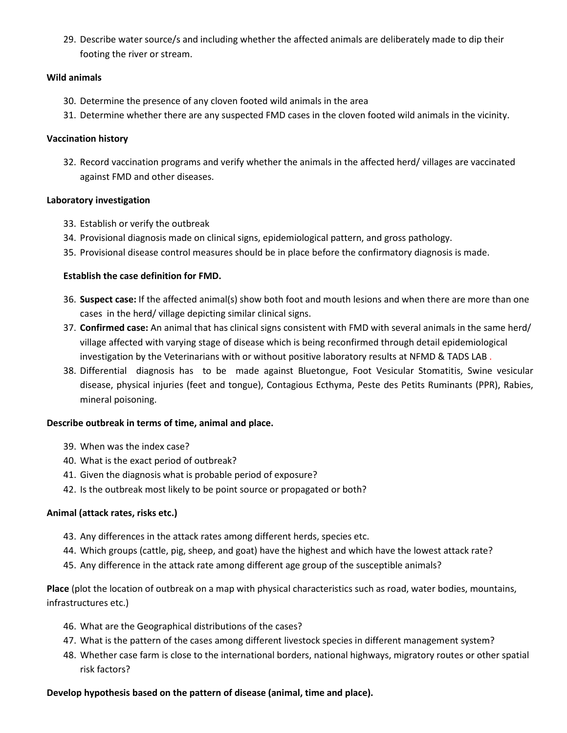29. Describe water source/s and including whether the affected animals are deliberately made to dip their footing the river or stream.

**Wild animals**

30. Determine the presence of any cloven footed wild animals in the area
31. Determine whether there are any suspected FMD cases in the cloven footed wild animals in the vicinity.

**Vaccination history**

32. Record vaccination programs and verify whether the animals in the affected herd/ villages are vaccinated against FMD and other diseases.

**Laboratory investigation**

33. Establish or verify the outbreak
34. Provisional diagnosis made on clinical signs, epidemiological pattern, and gross pathology.
35. Provisional disease control measures should be in place before the confirmatory diagnosis is made.

**Establish the case definition for FMD.**

36. **Suspect case:** If the affected animal(s) show both foot and mouth lesions and when there are more than one cases in the herd/ village depicting similar clinical signs.
37. **Confirmed case:** An animal that has clinical signs consistent with FMD with several animals in the same herd/ village affected with varying stage of disease which is being reconfirmed through detail epidemiological investigation by the Veterinarians with or without positive laboratory results at NFMD & TADS LAB .
38. Differential diagnosis has to be made against Bluetongue, Foot Vesicular Stomatitis, Swine vesicular disease, physical injuries (feet and tongue), Contagious Ecthyma, Peste des Petits Ruminants (PPR), Rabies, mineral poisoning.

**Describe outbreak in terms of time, animal and place.**

39. When was the index case?
40. What is the exact period of outbreak?
41. Given the diagnosis what is probable period of exposure?
42. Is the outbreak most likely to be point source or propagated or both?

**Animal (attack rates, risks etc.)**

43. Any differences in the attack rates among different herds, species etc.
44. Which groups (cattle, pig, sheep, and goat) have the highest and which have the lowest attack rate?
45. Any difference in the attack rate among different age group of the susceptible animals?

**Place** (plot the location of outbreak on a map with physical characteristics such as road, water bodies, mountains, infrastructures etc.)

46. What are the Geographical distributions of the cases?
47. What is the pattern of the cases among different livestock species in different management system?
48. Whether case farm is close to the international borders, national highways, migratory routes or other spatial risk factors?

**Develop hypothesis based on the pattern of disease (animal, time and place).**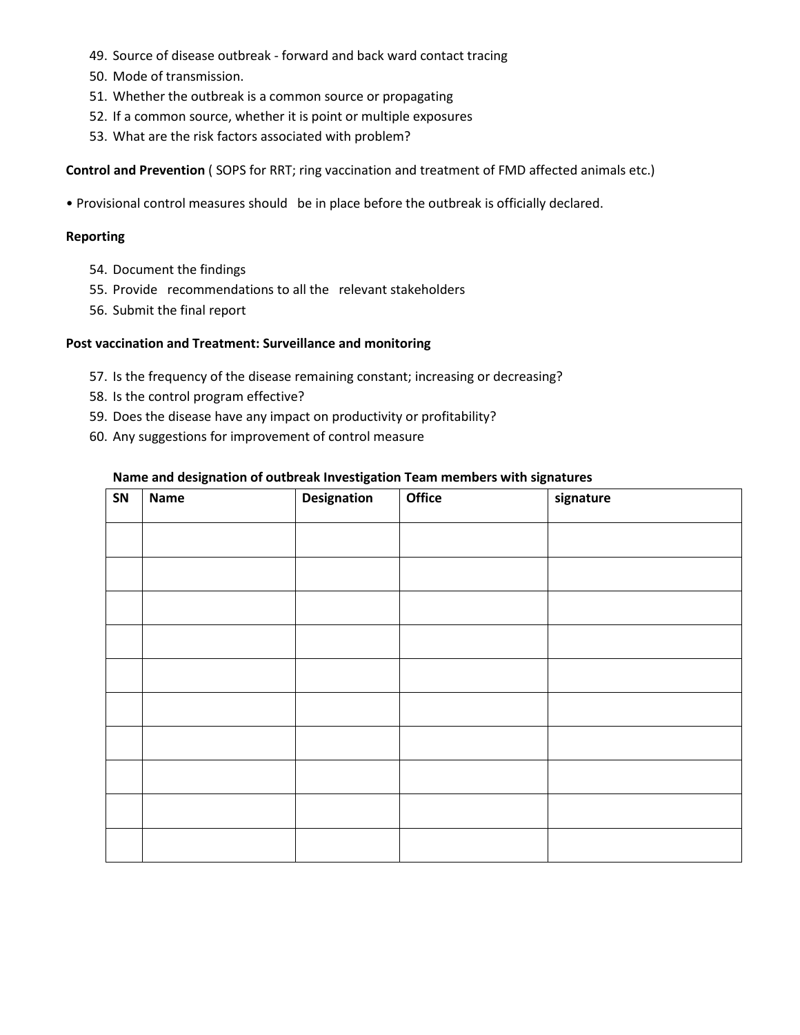49. Source of disease outbreak - forward and back ward contact tracing
50. Mode of transmission.
51. Whether the outbreak is a common source or propagating
52. If a common source, whether it is point or multiple exposures
53. What are the risk factors associated with problem?

**Control and Prevention** ( SOPS for RRT; ring vaccination and treatment of FMD affected animals etc.)

• Provisional control measures should be in place before the outbreak is officially declared.

**Reporting**

54. Document the findings
55. Provide recommendations to all the relevant stakeholders
56. Submit the final report

**Post vaccination and Treatment: Surveillance and monitoring**

57. Is the frequency of the disease remaining constant; increasing or decreasing?
58. Is the control program effective?
59. Does the disease have any impact on productivity or profitability?
60. Any suggestions for improvement of control measure

**Name and designation of outbreak Investigation Team members with signatures**

| SN | Name | Designation | Office | signature |
|---|---|---|---|---|
| | | | | |
| | | | | |
| | | | | |
| | | | | |
| | | | | |
| | | | | |
| | | | | |
| | | | | |
| | | | | |
| | | | | |